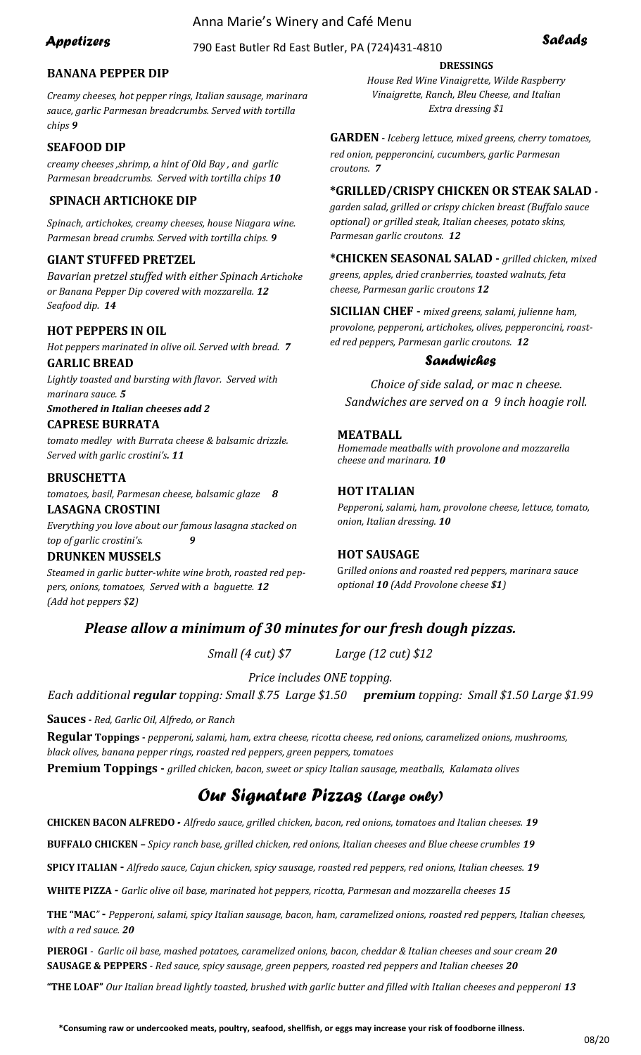# Anna Marie's Winery and Café Menu

790 East Butler Rd East Butler, PA (724)431-4810

## Appetizers

**BANANA PEPPER DIP**

*Creamy cheeses, hot pepper rings, Italian sausage, marinara sauce, garlic Parmesan breadcrumbs. Served with tortilla chips* ***9***

**SEAFOOD DIP**

*creamy cheeses ,shrimp, a hint of Old Bay , and garlic Parmesan breadcrumbs. Served with tortilla chips* ***10***

**SPINACH ARTICHOKE DIP**

*Spinach, artichokes, creamy cheeses, house Niagara wine. Parmesan bread crumbs. Served with tortilla chips.* ***9***

**GIANT STUFFED PRETZEL**

*Bavarian pretzel stuffed with either Spinach Artichoke or Banana Pepper Dip covered with mozzarella.* ***12***
*Seafood dip.* ***14***

**HOT PEPPERS IN OIL**

*Hot peppers marinated in olive oil. Served with bread.* ***7***

**GARLIC BREAD**

*Lightly toasted and bursting with flavor. Served with marinara sauce.* ***5***

***Smothered in Italian cheeses add 2***

**CAPRESE BURRATA**

*tomato medley with Burrata cheese & balsamic drizzle. Served with garlic crostini's.* ***11***

**BRUSCHETTA**

*tomatoes, basil, Parmesan cheese, balsamic glaze* ***8***

**LASAGNA CROSTINI**

*Everything you love about our famous lasagna stacked on top of garlic crostini's.* ***9***

**DRUNKEN MUSSELS**

*Steamed in garlic butter-white wine broth, roasted red peppers, onions, tomatoes, Served with a baguette.* ***12***
*(Add hot peppers $**2**)*

## Salads

**DRESSINGS**

*House Red Wine Vinaigrette, Wilde Raspberry Vinaigrette, Ranch, Bleu Cheese, and Italian*
*Extra dressing $1*

**GARDEN** - *Iceberg lettuce, mixed greens, cherry tomatoes, red onion, pepperoncini, cucumbers, garlic Parmesan croutons.* ***7***

**\*GRILLED/CRISPY CHICKEN OR STEAK SALAD** - *garden salad, grilled or crispy chicken breast (Buffalo sauce optional) or grilled steak, Italian cheeses, potato skins, Parmesan garlic croutons.* ***12***

**\*CHICKEN SEASONAL SALAD** - *grilled chicken, mixed greens, apples, dried cranberries, toasted walnuts, feta cheese, Parmesan garlic croutons* ***12***

**SICILIAN CHEF** - *mixed greens, salami, julienne ham, provolone, pepperoni, artichokes, olives, pepperoncini, roasted red peppers, Parmesan garlic croutons.* ***12***

## Sandwiches

*Choice of side salad, or mac n cheese.*
*Sandwiches are served on a 9 inch hoagie roll.*

**MEATBALL**

*Homemade meatballs with provolone and mozzarella cheese and marinara.* ***10***

**HOT ITALIAN**

*Pepperoni, salami, ham, provolone cheese, lettuce, tomato, onion, Italian dressing.* ***10***

**HOT SAUSAGE**

*Grilled onions and roasted red peppers, marinara sauce optional* ***10*** *(Add Provolone cheese* ***$1****)*

### *Please allow a minimum of 30 minutes for our fresh dough pizzas.*

*Small (4 cut) $7* *Large (12 cut) $12*

*Price includes ONE topping.*

*Each additional **regular** topping: Small $.75 Large $1.50* *__premium__ topping: Small $1.50 Large $1.99*

**Sauces** - *Red, Garlic Oil, Alfredo, or Ranch*

**Regular Toppings** - *pepperoni, salami, ham, extra cheese, ricotta cheese, red onions, caramelized onions, mushrooms, black olives, banana pepper rings, roasted red peppers, green peppers, tomatoes*

**Premium Toppings** - *grilled chicken, bacon, sweet or spicy Italian sausage, meatballs, Kalamata olives*

## Our Signature Pizzas (Large only)

**CHICKEN BACON ALFREDO** - *Alfredo sauce, grilled chicken, bacon, red onions, tomatoes and Italian cheeses.* ***19***

**BUFFALO CHICKEN** – *Spicy ranch base, grilled chicken, red onions, Italian cheeses and Blue cheese crumbles* ***19***

**SPICY ITALIAN** - *Alfredo sauce, Cajun chicken, spicy sausage, roasted red peppers, red onions, Italian cheeses.* ***19***

**WHITE PIZZA** - *Garlic olive oil base, marinated hot peppers, ricotta, Parmesan and mozzarella cheeses* ***15***

**THE "MAC"** - *Pepperoni, salami, spicy Italian sausage, bacon, ham, caramelized onions, roasted red peppers, Italian cheeses, with a red sauce.* ***20***

**PIEROGI** - *Garlic oil base, mashed potatoes, caramelized onions, bacon, cheddar & Italian cheeses and sour cream* ***20***

**SAUSAGE & PEPPERS** - *Red sauce, spicy sausage, green peppers, roasted red peppers and Italian cheeses* ***20***

**"THE LOAF"** *Our Italian bread lightly toasted, brushed with garlic butter and filled with Italian cheeses and pepperoni* ***13***

**\*Consuming raw or undercooked meats, poultry, seafood, shellfish, or eggs may increase your risk of foodborne illness.**

08/20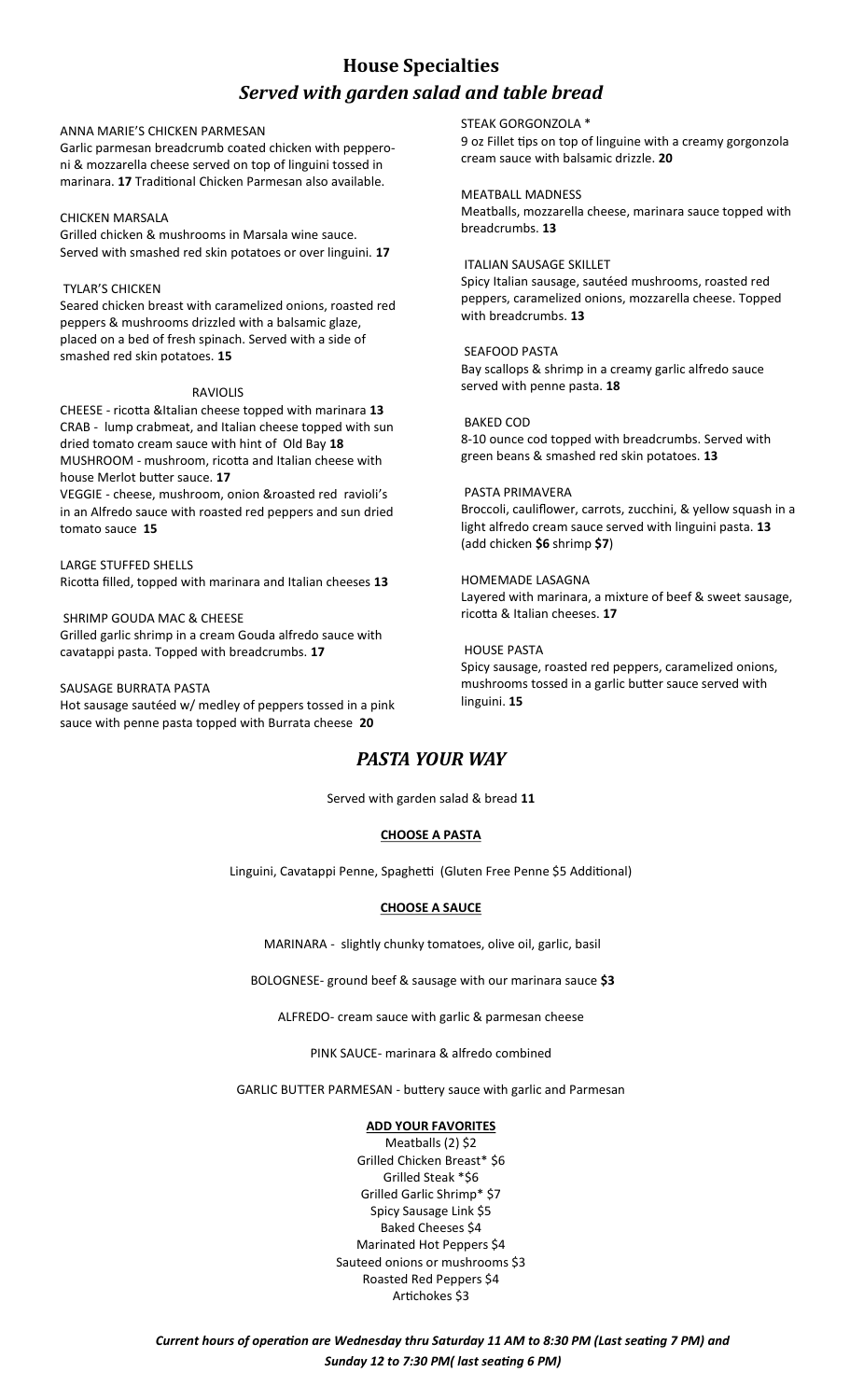# House Specialties

## *Served with garden salad and table bread*

ANNA MARIE'S CHICKEN PARMESAN
Garlic parmesan breadcrumb coated chicken with pepperoni & mozzarella cheese served on top of linguini tossed in marinara. **17** Traditional Chicken Parmesan also available.

CHICKEN MARSALA
Grilled chicken & mushrooms in Marsala wine sauce. Served with smashed red skin potatoes or over linguini. **17**

TYLAR'S CHICKEN
Seared chicken breast with caramelized onions, roasted red peppers & mushrooms drizzled with a balsamic glaze, placed on a bed of fresh spinach. Served with a side of smashed red skin potatoes. **15**

RAVIOLIS

CHEESE - ricotta &Italian cheese topped with marinara **13**
CRAB - lump crabmeat, and Italian cheese topped with sun dried tomato cream sauce with hint of Old Bay **18**
MUSHROOM - mushroom, ricotta and Italian cheese with house Merlot butter sauce. **17**
VEGGIE - cheese, mushroom, onion &roasted red ravioli's in an Alfredo sauce with roasted red peppers and sun dried tomato sauce **15**

LARGE STUFFED SHELLS
Ricotta filled, topped with marinara and Italian cheeses **13**

SHRIMP GOUDA MAC & CHEESE
Grilled garlic shrimp in a cream Gouda alfredo sauce with cavatappi pasta. Topped with breadcrumbs. **17**

SAUSAGE BURRATA PASTA
Hot sausage sautéed w/ medley of peppers tossed in a pink sauce with penne pasta topped with Burrata cheese **20**

STEAK GORGONZOLA *
9 oz Fillet tips on top of linguine with a creamy gorgonzola cream sauce with balsamic drizzle. **20**

MEATBALL MADNESS
Meatballs, mozzarella cheese, marinara sauce topped with breadcrumbs. **13**

ITALIAN SAUSAGE SKILLET
Spicy Italian sausage, sautéed mushrooms, roasted red peppers, caramelized onions, mozzarella cheese. Topped with breadcrumbs. **13**

SEAFOOD PASTA
Bay scallops & shrimp in a creamy garlic alfredo sauce served with penne pasta. **18**

BAKED COD
8-10 ounce cod topped with breadcrumbs. Served with green beans & smashed red skin potatoes. **13**

PASTA PRIMAVERA
Broccoli, cauliflower, carrots, zucchini, & yellow squash in a light alfredo cream sauce served with linguini pasta. **13** (add chicken **$6** shrimp **$7**)

HOMEMADE LASAGNA
Layered with marinara, a mixture of beef & sweet sausage, ricotta & Italian cheeses. **17**

HOUSE PASTA
Spicy sausage, roasted red peppers, caramelized onions, mushrooms tossed in a garlic butter sauce served with linguini. **15**

## *PASTA YOUR WAY*

Served with garden salad & bread **11**

**CHOOSE A PASTA**

Linguini, Cavatappi Penne, Spaghetti (Gluten Free Penne $5 Additional)

**CHOOSE A SAUCE**

MARINARA - slightly chunky tomatoes, olive oil, garlic, basil

BOLOGNESE- ground beef & sausage with our marinara sauce **$3**

ALFREDO- cream sauce with garlic & parmesan cheese

PINK SAUCE- marinara & alfredo combined

GARLIC BUTTER PARMESAN - buttery sauce with garlic and Parmesan

**ADD YOUR FAVORITES**

Meatballs (2) $2
Grilled Chicken Breast* $6
Grilled Steak *$6
Grilled Garlic Shrimp* $7
Spicy Sausage Link $5
Baked Cheeses $4
Marinated Hot Peppers $4
Sauteed onions or mushrooms $3
Roasted Red Peppers $4
Artichokes $3

***Current hours of operation are Wednesday thru Saturday 11 AM to 8:30 PM (Last seating 7 PM) and Sunday 12 to 7:30 PM( last seating 6 PM)***